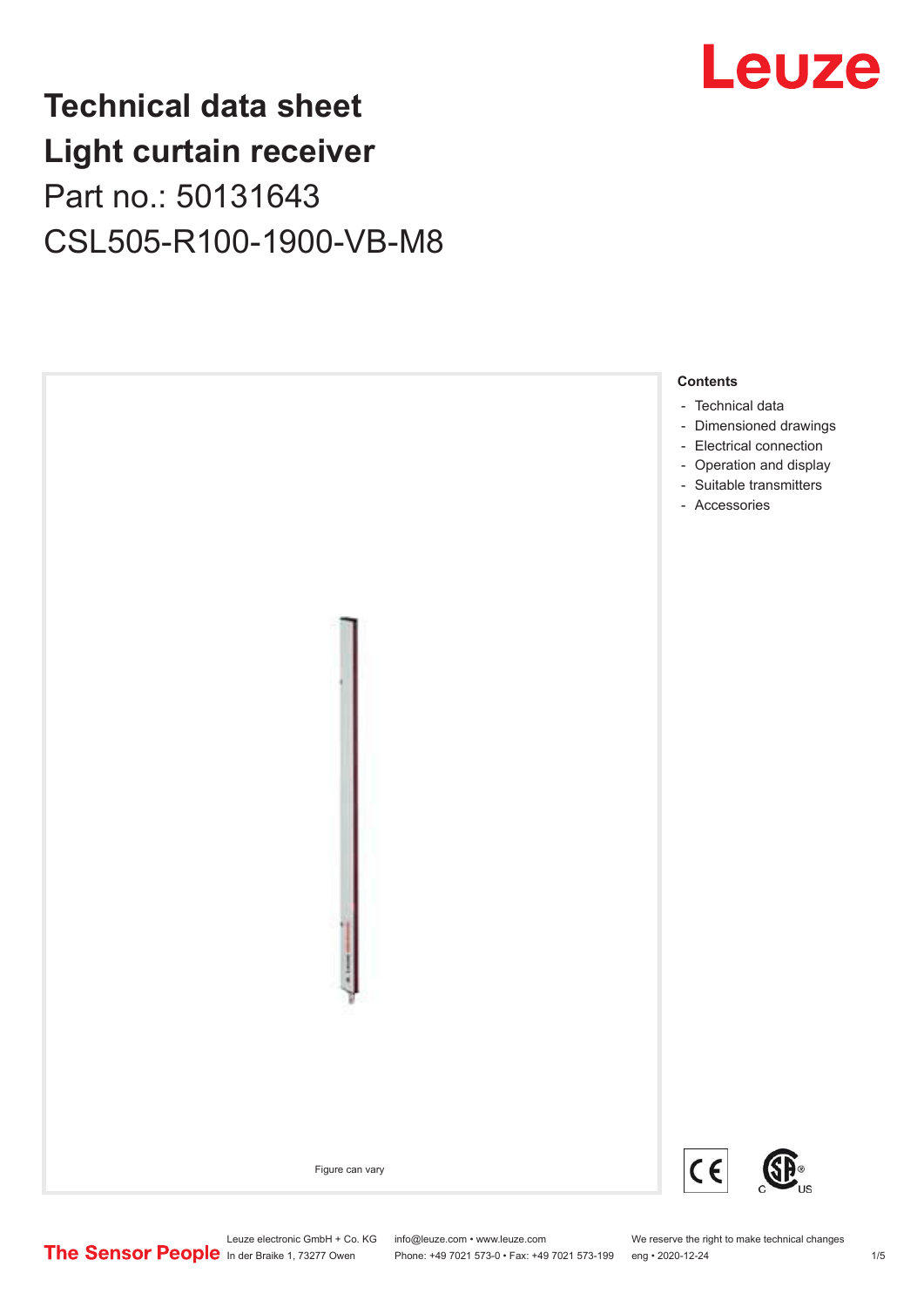# Technical data sheet
# Light curtain receiver
## Part no.: 50131643
## CSL505-R100-1900-VB-M8

Figure can vary

**Contents**

- Technical data
- Dimensioned drawings
- Electrical connection
- Operation and display
- Suitable transmitters
- Accessories

Leuze electronic GmbH + Co. KG
In der Braike 1, 73277 Owen

info@leuze.com • www.leuze.com
Phone: +49 7021 573-0 • Fax: +49 7021 573-199

We reserve the right to make technical changes
eng • 2020-12-24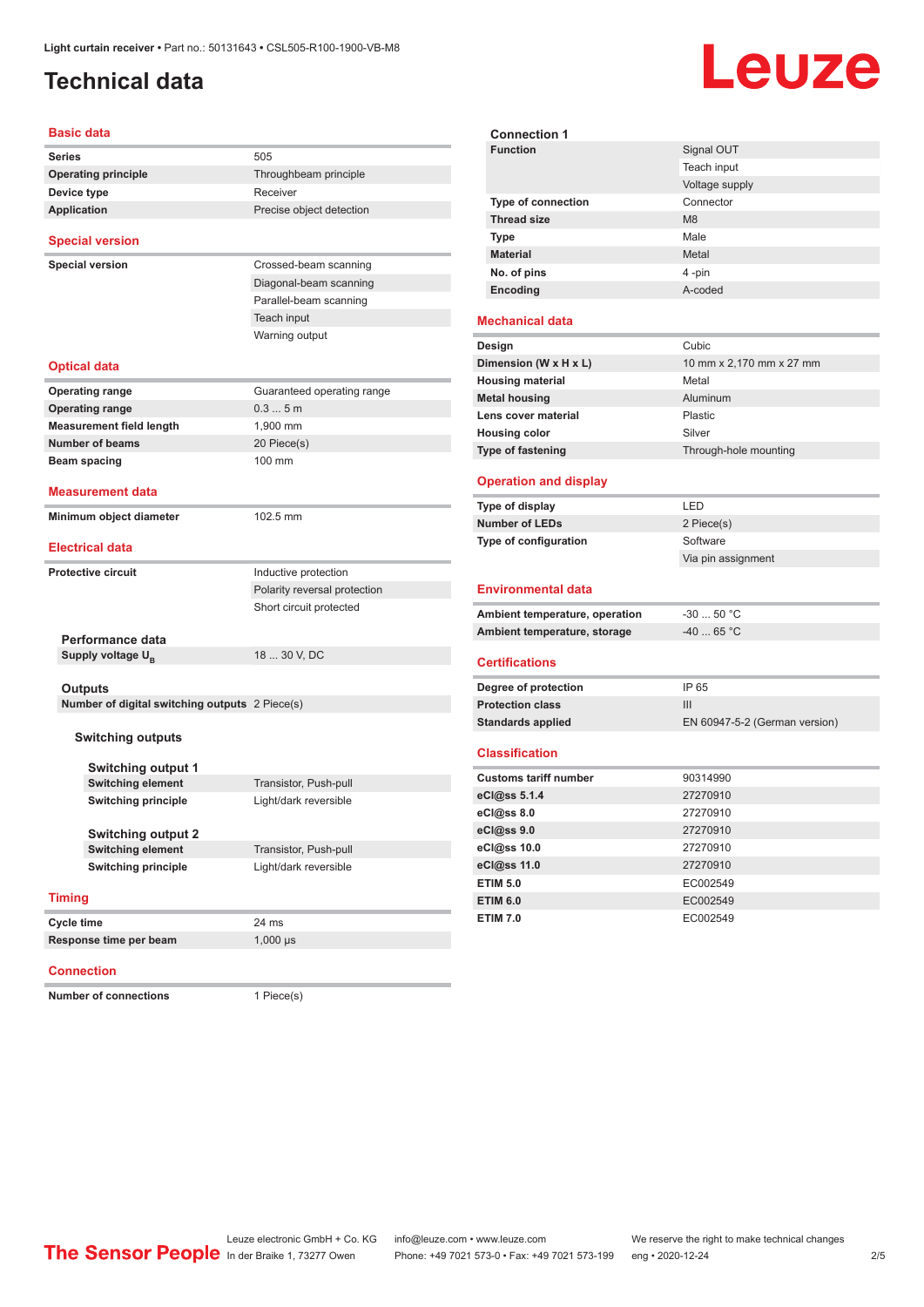# Technical data

## Basic data

| | |
|---|---|
| **Series** | 505 |
| **Operating principle** | Throughbeam principle |
| **Device type** | Receiver |
| **Application** | Precise object detection |

## Special version

| | |
|---|---|
| **Special version** | Crossed-beam scanning |
| | Diagonal-beam scanning |
| | Parallel-beam scanning |
| | Teach input |
| | Warning output |

## Optical data

| | |
|---|---|
| **Operating range** | Guaranteed operating range |
| **Operating range** | 0.3 ... 5 m |
| **Measurement field length** | 1,900 mm |
| **Number of beams** | 20 Piece(s) |
| **Beam spacing** | 100 mm |

## Measurement data

| | |
|---|---|
| **Minimum object diameter** | 102.5 mm |

## Electrical data

| | |
|---|---|
| **Protective circuit** | Inductive protection |
| | Polarity reversal protection |
| | Short circuit protected |

### Performance data

| | |
|---|---|
| **Supply voltage $U_B$** | 18 ... 30 V, DC |

### Outputs

| | |
|---|---|
| **Number of digital switching outputs** | 2 Piece(s) |

#### Switching outputs

##### Switching output 1

| | |
|---|---|
| **Switching element** | Transistor, Push-pull |
| **Switching principle** | Light/dark reversible |

##### Switching output 2

| | |
|---|---|
| **Switching element** | Transistor, Push-pull |
| **Switching principle** | Light/dark reversible |

## Timing

| | |
|---|---|
| **Cycle time** | 24 ms |
| **Response time per beam** | 1,000 µs |

## Connection

| | |
|---|---|
| **Number of connections** | 1 Piece(s) |

### Connection 1

| | |
|---|---|
| **Function** | Signal OUT |
| | Teach input |
| | Voltage supply |
| **Type of connection** | Connector |
| **Thread size** | M8 |
| **Type** | Male |
| **Material** | Metal |
| **No. of pins** | 4 -pin |
| **Encoding** | A-coded |

## Mechanical data

| | |
|---|---|
| **Design** | Cubic |
| **Dimension (W x H x L)** | 10 mm x 2,170 mm x 27 mm |
| **Housing material** | Metal |
| **Metal housing** | Aluminum |
| **Lens cover material** | Plastic |
| **Housing color** | Silver |
| **Type of fastening** | Through-hole mounting |

## Operation and display

| | |
|---|---|
| **Type of display** | LED |
| **Number of LEDs** | 2 Piece(s) |
| **Type of configuration** | Software |
| | Via pin assignment |

## Environmental data

| | |
|---|---|
| **Ambient temperature, operation** | -30 ... 50 °C |
| **Ambient temperature, storage** | -40 ... 65 °C |

## Certifications

| | |
|---|---|
| **Degree of protection** | IP 65 |
| **Protection class** | III |
| **Standards applied** | EN 60947-5-2 (German version) |

## Classification

| | |
|---|---|
| **Customs tariff number** | 90314990 |
| **eCl@ss 5.1.4** | 27270910 |
| **eCl@ss 8.0** | 27270910 |
| **eCl@ss 9.0** | 27270910 |
| **eCl@ss 10.0** | 27270910 |
| **eCl@ss 11.0** | 27270910 |
| **ETIM 5.0** | EC002549 |
| **ETIM 6.0** | EC002549 |
| **ETIM 7.0** | EC002549 |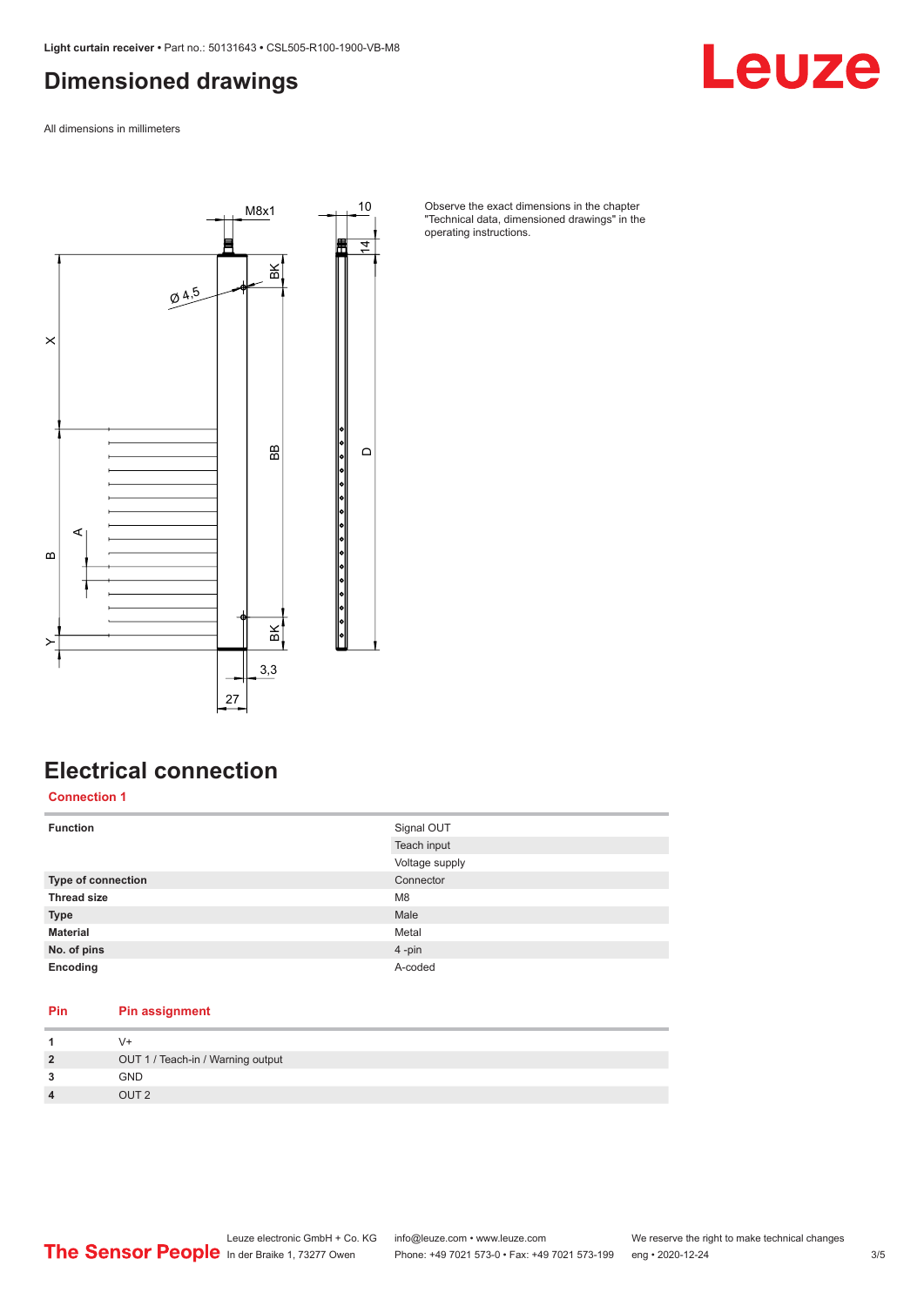# Dimensioned drawings

All dimensions in millimeters

Observe the exact dimensions in the chapter "Technical data, dimensioned drawings" in the operating instructions.

# Electrical connection

## Connection 1

| | |
|---|---|
| **Function** | Signal OUT<br>Teach input<br>Voltage supply |
| **Type of connection** | Connector |
| **Thread size** | M8 |
| **Type** | Male |
| **Material** | Metal |
| **No. of pins** | 4 -pin |
| **Encoding** | A-coded |

| Pin | Pin assignment |
|---|---|
| **1** | V+ |
| **2** | OUT 1 / Teach-in / Warning output |
| **3** | GND |
| **4** | OUT 2 |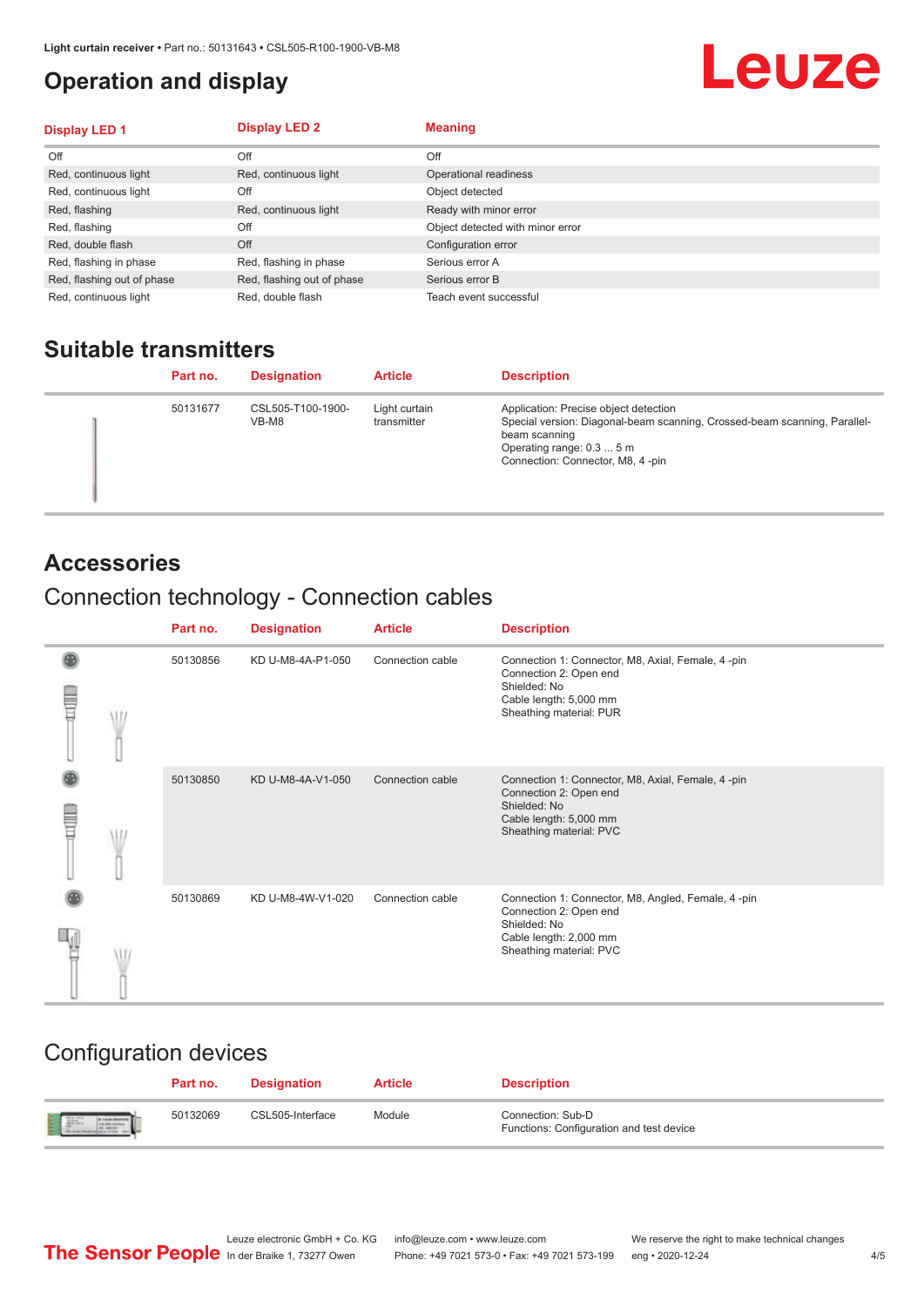# Operation and display

| Display LED 1 | Display LED 2 | Meaning |
|---|---|---|
| Off | Off | Off |
| Red, continuous light | Red, continuous light | Operational readiness |
| Red, continuous light | Off | Object detected |
| Red, flashing | Red, continuous light | Ready with minor error |
| Red, flashing | Off | Object detected with minor error |
| Red, double flash | Off | Configuration error |
| Red, flashing in phase | Red, flashing in phase | Serious error A |
| Red, flashing out of phase | Red, flashing out of phase | Serious error B |
| Red, continuous light | Red, double flash | Teach event successful |

## Suitable transmitters

| Part no. | Designation | Article | Description |
|---|---|---|---|
| 50131677 | CSL505-T100-1900-VB-M8 | Light curtain transmitter | Application: Precise object detection<br>Special version: Diagonal-beam scanning, Crossed-beam scanning, Parallel-beam scanning<br>Operating range: 0.3 ... 5 m<br>Connection: Connector, M8, 4 -pin |

## Accessories

### Connection technology - Connection cables

| Part no. | Designation | Article | Description |
|---|---|---|---|
| 50130856 | KD U-M8-4A-P1-050 | Connection cable | Connection 1: Connector, M8, Axial, Female, 4 -pin<br>Connection 2: Open end<br>Shielded: No<br>Cable length: 5,000 mm<br>Sheathing material: PUR |
| 50130850 | KD U-M8-4A-V1-050 | Connection cable | Connection 1: Connector, M8, Axial, Female, 4 -pin<br>Connection 2: Open end<br>Shielded: No<br>Cable length: 5,000 mm<br>Sheathing material: PVC |
| 50130869 | KD U-M8-4W-V1-020 | Connection cable | Connection 1: Connector, M8, Angled, Female, 4 -pin<br>Connection 2: Open end<br>Shielded: No<br>Cable length: 2,000 mm<br>Sheathing material: PVC |

### Configuration devices

| Part no. | Designation | Article | Description |
|---|---|---|---|
| 50132069 | CSL505-Interface | Module | Connection: Sub-D<br>Functions: Configuration and test device |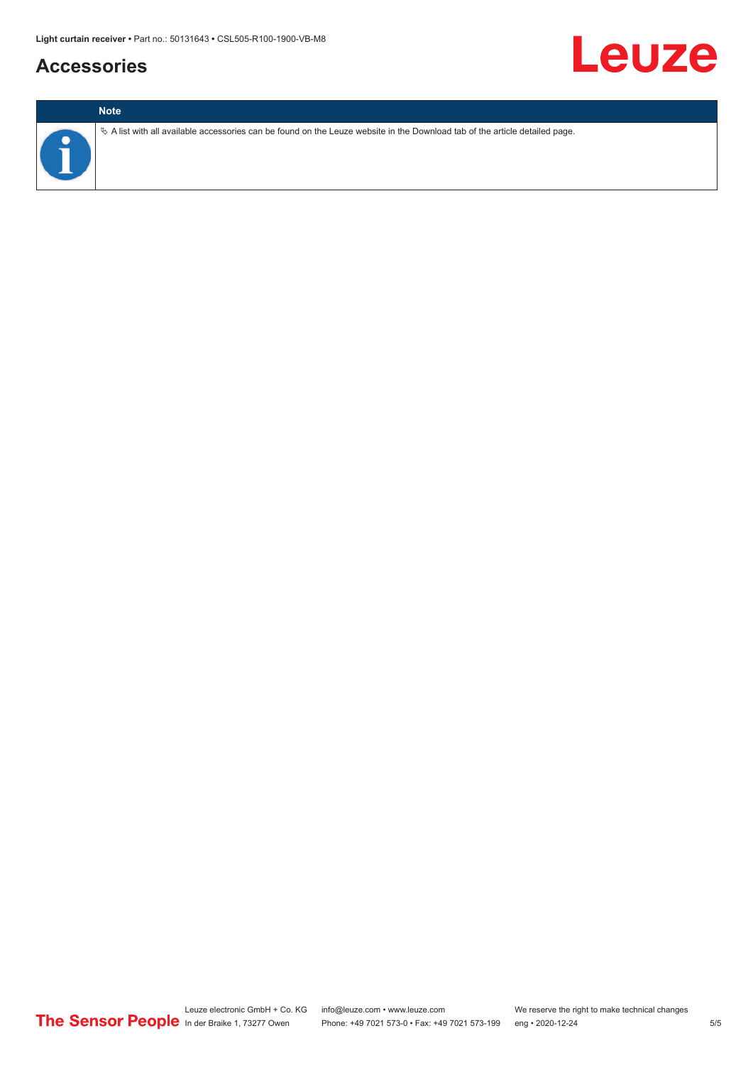## Accessories

| | Note |
|---|---|
| | ↳ A list with all available accessories can be found on the Leuze website in the Download tab of the article detailed page. |